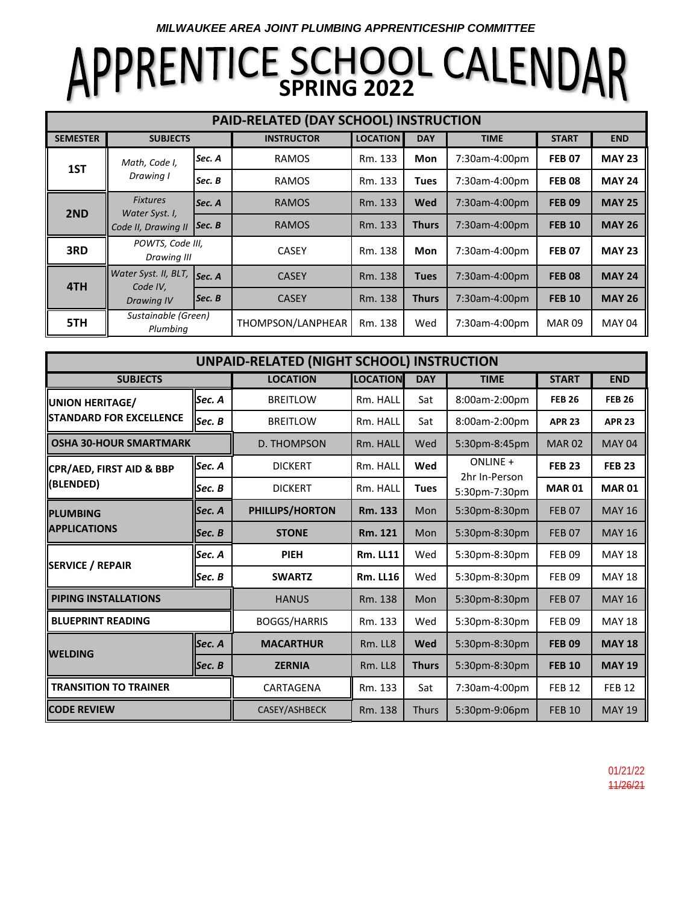*MILWAUKEE AREA JOINT PLUMBING APPRENTICESHIP COMMITTEE*

# APPRENTICE SCHOOL CALENDAR

## SPRING 2022

| PAID-RELATED (DAY SCHOOL) INSTRUCTION | | | | | | | | |
|---|---|---|---|---|---|---|---|---|
| **SEMESTER** | **SUBJECTS** | | **INSTRUCTOR** | **LOCATION** | **DAY** | **TIME** | **START** | **END** |
| **1ST** | *Math, Code I, Drawing I* | *Sec. A* | RAMOS | Rm. 133 | **Mon** | 7:30am-4:00pm | **FEB 07** | **MAY 23** |
| | | *Sec. B* | RAMOS | Rm. 133 | **Tues** | 7:30am-4:00pm | **FEB 08** | **MAY 24** |
| **2ND** | *Fixtures Water Syst. I, Code II, Drawing II* | *Sec. A* | RAMOS | Rm. 133 | **Wed** | 7:30am-4:00pm | **FEB 09** | **MAY 25** |
| | | *Sec. B* | RAMOS | Rm. 133 | **Thurs** | 7:30am-4:00pm | **FEB 10** | **MAY 26** |
| **3RD** | *POWTS, Code III, Drawing III* | | CASEY | Rm. 138 | **Mon** | 7:30am-4:00pm | **FEB 07** | **MAY 23** |
| **4TH** | *Water Syst. II, BLT, Code IV, Drawing IV* | *Sec. A* | CASEY | Rm. 138 | **Tues** | 7:30am-4:00pm | **FEB 08** | **MAY 24** |
| | | *Sec. B* | CASEY | Rm. 138 | **Thurs** | 7:30am-4:00pm | **FEB 10** | **MAY 26** |
| **5TH** | *Sustainable (Green) Plumbing* | | THOMPSON/LANPHEAR | Rm. 138 | Wed | 7:30am-4:00pm | MAR 09 | MAY 04 |

| UNPAID-RELATED (NIGHT SCHOOL) INSTRUCTION | | | | | | | |
|---|---|---|---|---|---|---|---|
| **SUBJECTS** | | **LOCATION** | **LOCATION** | **DAY** | **TIME** | **START** | **END** |
| **UNION HERITAGE/ STANDARD FOR EXCELLENCE** | *Sec. A* | BREITLOW | Rm. HALL | Sat | 8:00am-2:00pm | **FEB 26** | **FEB 26** |
| | *Sec. B* | BREITLOW | Rm. HALL | Sat | 8:00am-2:00pm | **APR 23** | **APR 23** |
| **OSHA 30-HOUR SMARTMARK** | | D. THOMPSON | Rm. HALL | Wed | 5:30pm-8:45pm | MAR 02 | MAY 04 |
| **CPR/AED, FIRST AID & BBP (BLENDED)** | *Sec. A* | DICKERT | Rm. HALL | **Wed** | ONLINE + 2hr In-Person 5:30pm-7:30pm | **FEB 23** | **FEB 23** |
| | *Sec. B* | DICKERT | Rm. HALL | **Tues** | | **MAR 01** | **MAR 01** |
| **PLUMBING APPLICATIONS** | *Sec. A* | **PHILLIPS/HORTON** | **Rm. 133** | Mon | 5:30pm-8:30pm | FEB 07 | MAY 16 |
| | *Sec. B* | **STONE** | **Rm. 121** | Mon | 5:30pm-8:30pm | FEB 07 | MAY 16 |
| **SERVICE / REPAIR** | *Sec. A* | **PIEH** | **Rm. LL11** | Wed | 5:30pm-8:30pm | FEB 09 | MAY 18 |
| | *Sec. B* | **SWARTZ** | **Rm. LL16** | Wed | 5:30pm-8:30pm | FEB 09 | MAY 18 |
| **PIPING INSTALLATIONS** | | HANUS | Rm. 138 | Mon | 5:30pm-8:30pm | FEB 07 | MAY 16 |
| **BLUEPRINT READING** | | BOGGS/HARRIS | Rm. 133 | Wed | 5:30pm-8:30pm | FEB 09 | MAY 18 |
| **WELDING** | *Sec. A* | **MACARTHUR** | Rm. LL8 | **Wed** | 5:30pm-8:30pm | **FEB 09** | **MAY 18** |
| | *Sec. B* | **ZERNIA** | Rm. LL8 | **Thurs** | 5:30pm-8:30pm | **FEB 10** | **MAY 19** |
| **TRANSITION TO TRAINER** | | CARTAGENA | Rm. 133 | Sat | 7:30am-4:00pm | FEB 12 | FEB 12 |
| **CODE REVIEW** | | CASEY/ASHBECK | Rm. 138 | Thurs | 5:30pm-9:06pm | FEB 10 | MAY 19 |

01/21/22
~~11/26/21~~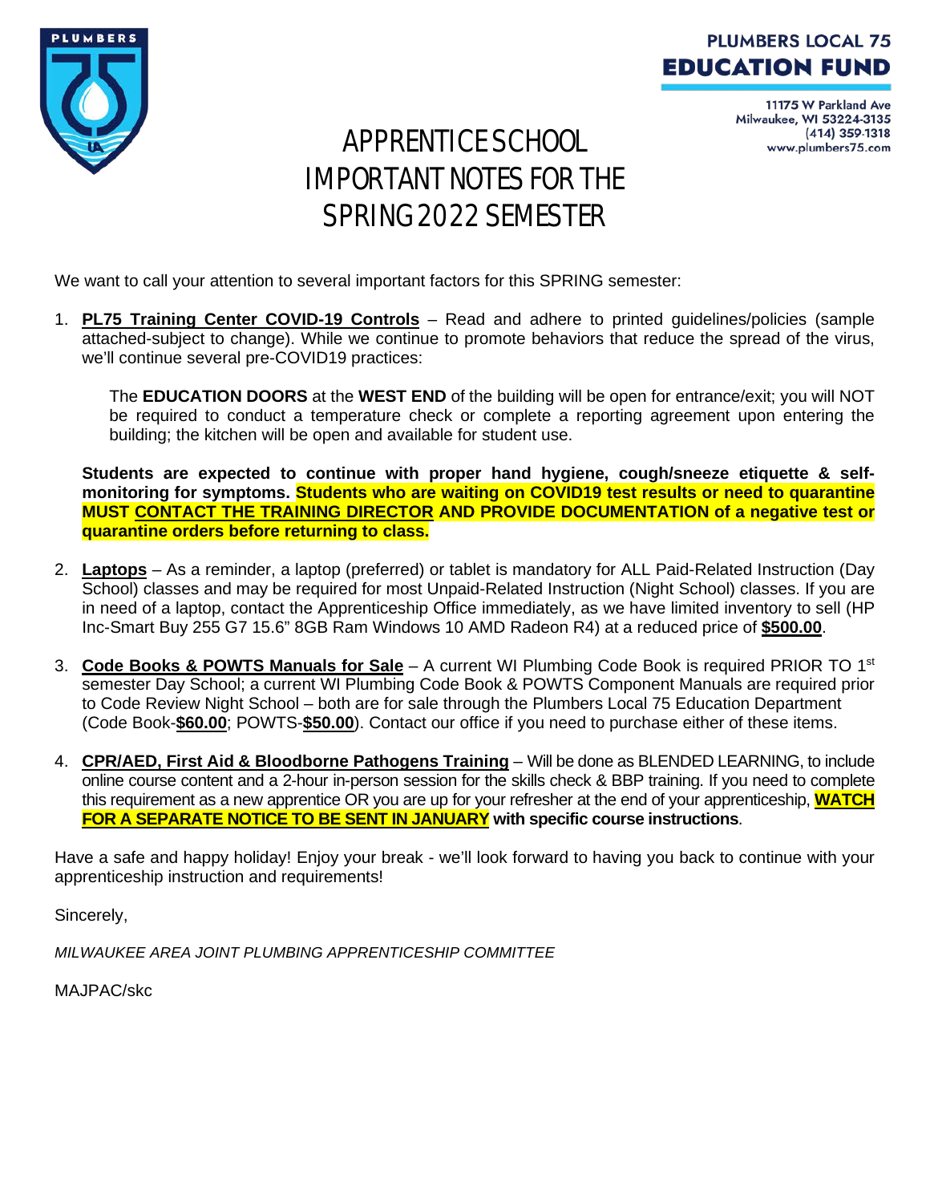PLUMBERS LOCAL 75
**EDUCATION FUND**

11175 W Parkland Ave
Milwaukee, WI 53224-3135
(414) 359-1318
www.plumbers75.com

# APPRENTICE SCHOOL IMPORTANT NOTES FOR THE SPRING 2022 SEMESTER

We want to call your attention to several important factors for this SPRING semester:

1. **PL75 Training Center COVID-19 Controls** – Read and adhere to printed guidelines/policies (sample attached-subject to change). While we continue to promote behaviors that reduce the spread of the virus, we'll continue several pre-COVID19 practices:

   The **EDUCATION DOORS** at the **WEST END** of the building will be open for entrance/exit; you will NOT be required to conduct a temperature check or complete a reporting agreement upon entering the building; the kitchen will be open and available for student use.

   **Students are expected to continue with proper hand hygiene, cough/sneeze etiquette & self-monitoring for symptoms. Students who are waiting on COVID19 test results or need to quarantine MUST CONTACT THE TRAINING DIRECTOR AND PROVIDE DOCUMENTATION of a negative test or quarantine orders before returning to class.**

2. **Laptops** – As a reminder, a laptop (preferred) or tablet is mandatory for ALL Paid-Related Instruction (Day School) classes and may be required for most Unpaid-Related Instruction (Night School) classes. If you are in need of a laptop, contact the Apprenticeship Office immediately, as we have limited inventory to sell (HP Inc-Smart Buy 255 G7 15.6" 8GB Ram Windows 10 AMD Radeon R4) at a reduced price of **$500.00**.

3. **Code Books & POWTS Manuals for Sale** – A current WI Plumbing Code Book is required PRIOR TO 1st semester Day School; a current WI Plumbing Code Book & POWTS Component Manuals are required prior to Code Review Night School – both are for sale through the Plumbers Local 75 Education Department (Code Book-**$60.00**; POWTS-**$50.00**). Contact our office if you need to purchase either of these items.

4. **CPR/AED, First Aid & Bloodborne Pathogens Training** – Will be done as BLENDED LEARNING, to include online course content and a 2-hour in-person session for the skills check & BBP training. If you need to complete this requirement as a new apprentice OR you are up for your refresher at the end of your apprenticeship, **WATCH FOR A SEPARATE NOTICE TO BE SENT IN JANUARY with specific course instructions**.

Have a safe and happy holiday! Enjoy your break - we'll look forward to having you back to continue with your apprenticeship instruction and requirements!

Sincerely,

*MILWAUKEE AREA JOINT PLUMBING APPRENTICESHIP COMMITTEE*

MAJPAC/skc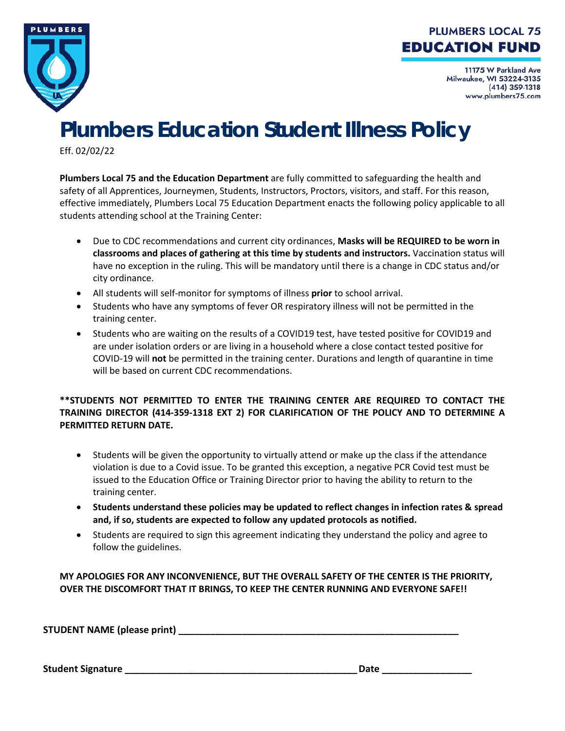PLUMBERS LOCAL 75
**EDUCATION FUND**

11175 W Parkland Ave
Milwaukee, WI 53224-3135
(414) 359-1318
www.plumbers75.com

# Plumbers Education Student Illness Policy

Eff. 02/02/22

**Plumbers Local 75 and the Education Department** are fully committed to safeguarding the health and safety of all Apprentices, Journeymen, Students, Instructors, Proctors, visitors, and staff. For this reason, effective immediately, Plumbers Local 75 Education Department enacts the following policy applicable to all students attending school at the Training Center:

- Due to CDC recommendations and current city ordinances, **Masks will be REQUIRED to be worn in classrooms and places of gathering at this time by students and instructors.** Vaccination status will have no exception in the ruling. This will be mandatory until there is a change in CDC status and/or city ordinance.
- All students will self-monitor for symptoms of illness **prior** to school arrival.
- Students who have any symptoms of fever OR respiratory illness will not be permitted in the training center.
- Students who are waiting on the results of a COVID19 test, have tested positive for COVID19 and are under isolation orders or are living in a household where a close contact tested positive for COVID-19 will **not** be permitted in the training center. Durations and length of quarantine in time will be based on current CDC recommendations.

**\*\*STUDENTS NOT PERMITTED TO ENTER THE TRAINING CENTER ARE REQUIRED TO CONTACT THE TRAINING DIRECTOR (414-359-1318 EXT 2) FOR CLARIFICATION OF THE POLICY AND TO DETERMINE A PERMITTED RETURN DATE.**

- Students will be given the opportunity to virtually attend or make up the class if the attendance violation is due to a Covid issue. To be granted this exception, a negative PCR Covid test must be issued to the Education Office or Training Director prior to having the ability to return to the training center.
- **Students understand these policies may be updated to reflect changes in infection rates & spread and, if so, students are expected to follow any updated protocols as notified.**
- Students are required to sign this agreement indicating they understand the policy and agree to follow the guidelines.

**MY APOLOGIES FOR ANY INCONVENIENCE, BUT THE OVERALL SAFETY OF THE CENTER IS THE PRIORITY, OVER THE DISCOMFORT THAT IT BRINGS, TO KEEP THE CENTER RUNNING AND EVERYONE SAFE!!**

**STUDENT NAME (please print)** ______________________________________________________

**Student Signature** ____________________________________________ **Date** _________________